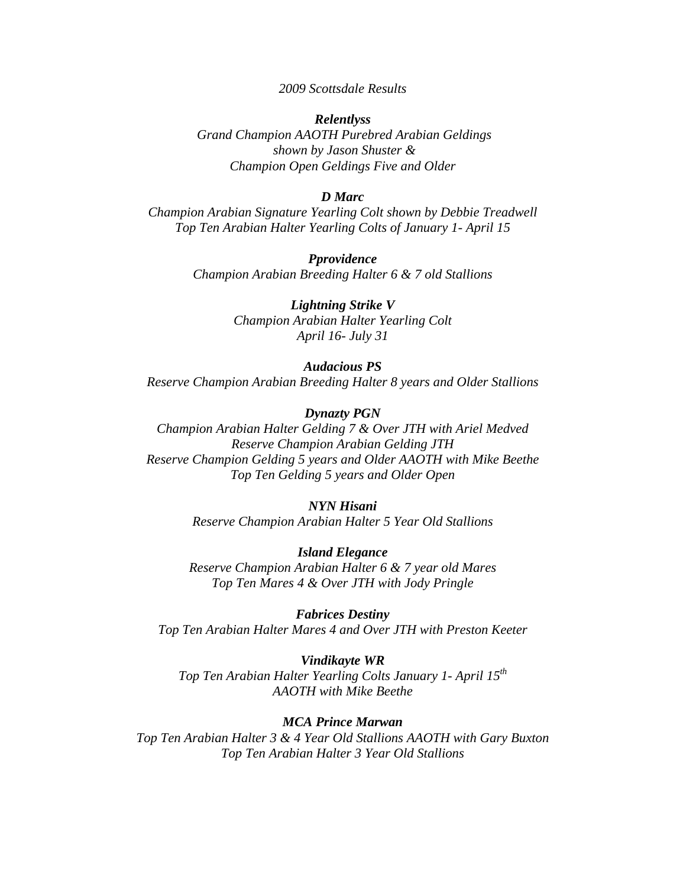*2009 Scottsdale Results*

***Relentlyss***
*Grand Champion AAOTH Purebred Arabian Geldings*
*shown by Jason Shuster &*
*Champion Open Geldings Five and Older*

***D Marc***
*Champion Arabian Signature Yearling Colt shown by Debbie Treadwell*
*Top Ten Arabian Halter Yearling Colts of January 1- April 15*

***Pprovidence***
*Champion Arabian Breeding Halter 6 & 7 old Stallions*

***Lightning Strike V***
*Champion Arabian Halter Yearling Colt*
*April 16- July 31*

***Audacious PS***
*Reserve Champion Arabian Breeding Halter 8 years and Older Stallions*

***Dynazty PGN***
*Champion Arabian Halter Gelding 7 & Over JTH with Ariel Medved*
*Reserve Champion Arabian Gelding JTH*
*Reserve Champion Gelding 5 years and Older AAOTH with Mike Beethe*
*Top Ten Gelding 5 years and Older Open*

***NYN Hisani***
*Reserve Champion Arabian Halter 5 Year Old Stallions*

***Island Elegance***
*Reserve Champion Arabian Halter 6 & 7 year old Mares*
*Top Ten Mares 4 & Over JTH with Jody Pringle*

***Fabrices Destiny***
*Top Ten Arabian Halter Mares 4 and Over JTH with Preston Keeter*

***Vindikayte WR***
*Top Ten Arabian Halter Yearling Colts January 1- April 15th*
*AAOTH with Mike Beethe*

***MCA Prince Marwan***
*Top Ten Arabian Halter 3 & 4 Year Old Stallions AAOTH with Gary Buxton*
*Top Ten Arabian Halter 3 Year Old Stallions*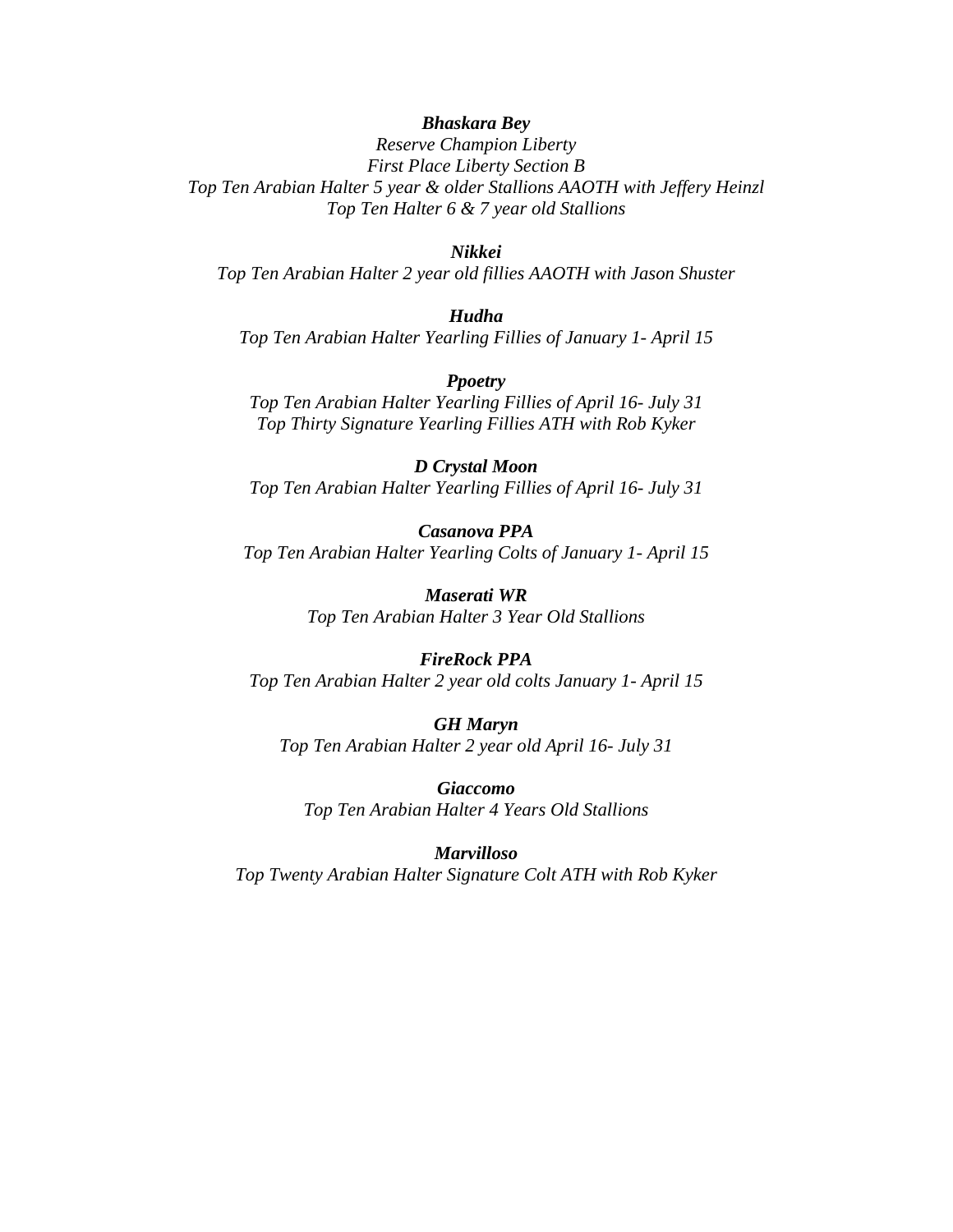***Bhaskara Bey***

*Reserve Champion Liberty*
*First Place Liberty Section B*
*Top Ten Arabian Halter 5 year & older Stallions AAOTH with Jeffery Heinzl*
*Top Ten Halter 6 & 7 year old Stallions*

***Nikkei***

*Top Ten Arabian Halter 2 year old fillies AAOTH with Jason Shuster*

***Hudha***

*Top Ten Arabian Halter Yearling Fillies of January 1- April 15*

***Ppoetry***

*Top Ten Arabian Halter Yearling Fillies of April 16- July 31*
*Top Thirty Signature Yearling Fillies ATH with Rob Kyker*

***D Crystal Moon***

*Top Ten Arabian Halter Yearling Fillies of April 16- July 31*

***Casanova PPA***

*Top Ten Arabian Halter Yearling Colts of January 1- April 15*

***Maserati WR***

*Top Ten Arabian Halter 3 Year Old Stallions*

***FireRock PPA***

*Top Ten Arabian Halter 2 year old colts January 1- April 15*

***GH Maryn***

*Top Ten Arabian Halter 2 year old April 16- July 31*

***Giaccomo***

*Top Ten Arabian Halter 4 Years Old Stallions*

***Marvilloso***

*Top Twenty Arabian Halter Signature Colt ATH with Rob Kyker*